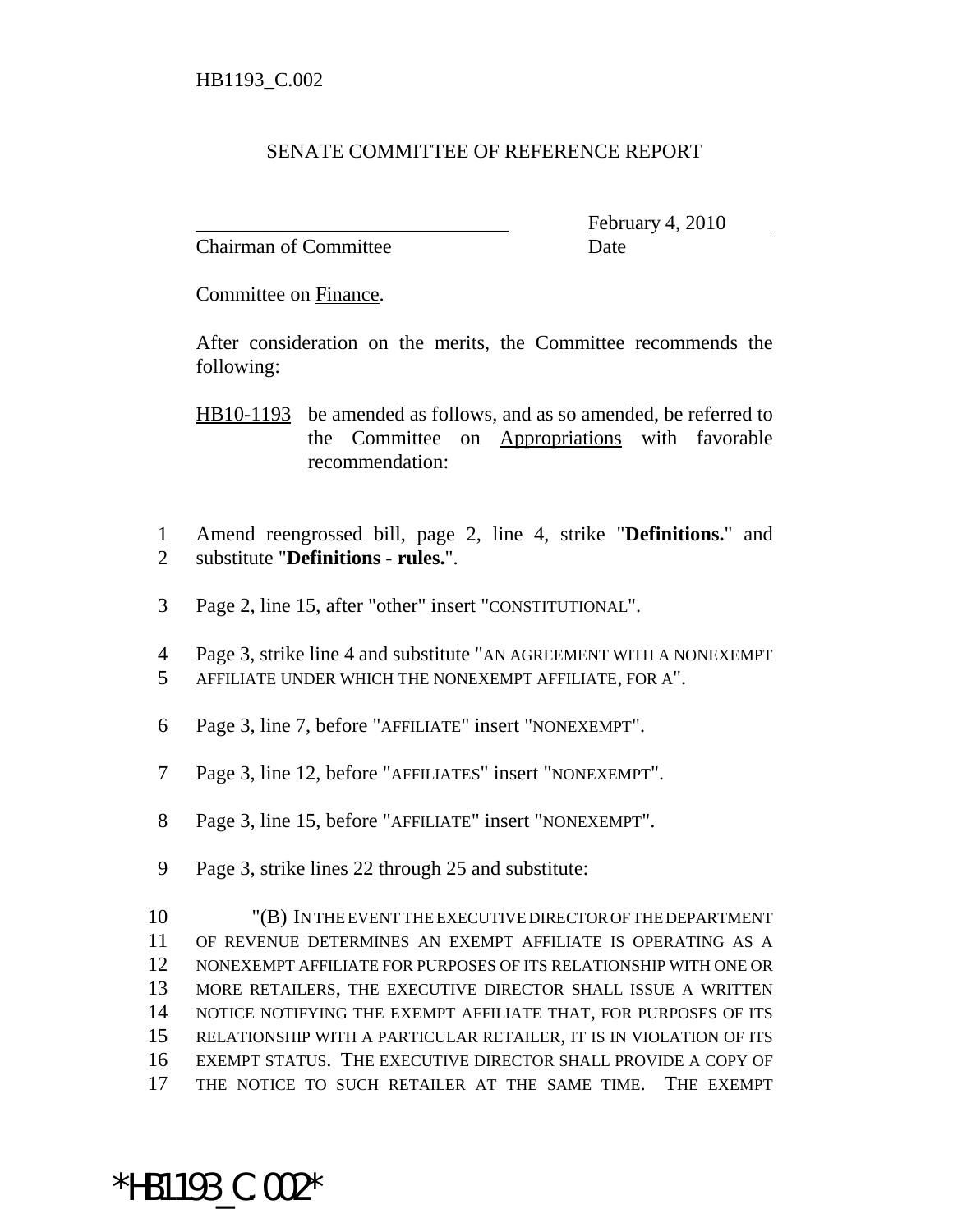HB1193_C.002

SENATE COMMITTEE OF REFERENCE REPORT

_______________________________ February 4, 2010
Chairman of Committee Date

Committee on Finance.

After consideration on the merits, the Committee recommends the following:

HB10-1193 be amended as follows, and as so amended, be referred to the Committee on Appropriations with favorable recommendation:

1 Amend reengrossed bill, page 2, line 4, strike "**Definitions.**" and
2 substitute "**Definitions - rules.**".

3 Page 2, line 15, after "other" insert "CONSTITUTIONAL".

4 Page 3, strike line 4 and substitute "AN AGREEMENT WITH A NONEXEMPT
5 AFFILIATE UNDER WHICH THE NONEXEMPT AFFILIATE, FOR A".

6 Page 3, line 7, before "AFFILIATE" insert "NONEXEMPT".

7 Page 3, line 12, before "AFFILIATES" insert "NONEXEMPT".

8 Page 3, line 15, before "AFFILIATE" insert "NONEXEMPT".

9 Page 3, strike lines 22 through 25 and substitute:

10 "(B) IN THE EVENT THE EXECUTIVE DIRECTOR OF THE DEPARTMENT
11 OF REVENUE DETERMINES AN EXEMPT AFFILIATE IS OPERATING AS A
12 NONEXEMPT AFFILIATE FOR PURPOSES OF ITS RELATIONSHIP WITH ONE OR
13 MORE RETAILERS, THE EXECUTIVE DIRECTOR SHALL ISSUE A WRITTEN
14 NOTICE NOTIFYING THE EXEMPT AFFILIATE THAT, FOR PURPOSES OF ITS
15 RELATIONSHIP WITH A PARTICULAR RETAILER, IT IS IN VIOLATION OF ITS
16 EXEMPT STATUS. THE EXECUTIVE DIRECTOR SHALL PROVIDE A COPY OF
17 THE NOTICE TO SUCH RETAILER AT THE SAME TIME. THE EXEMPT

*HB1193_C.002*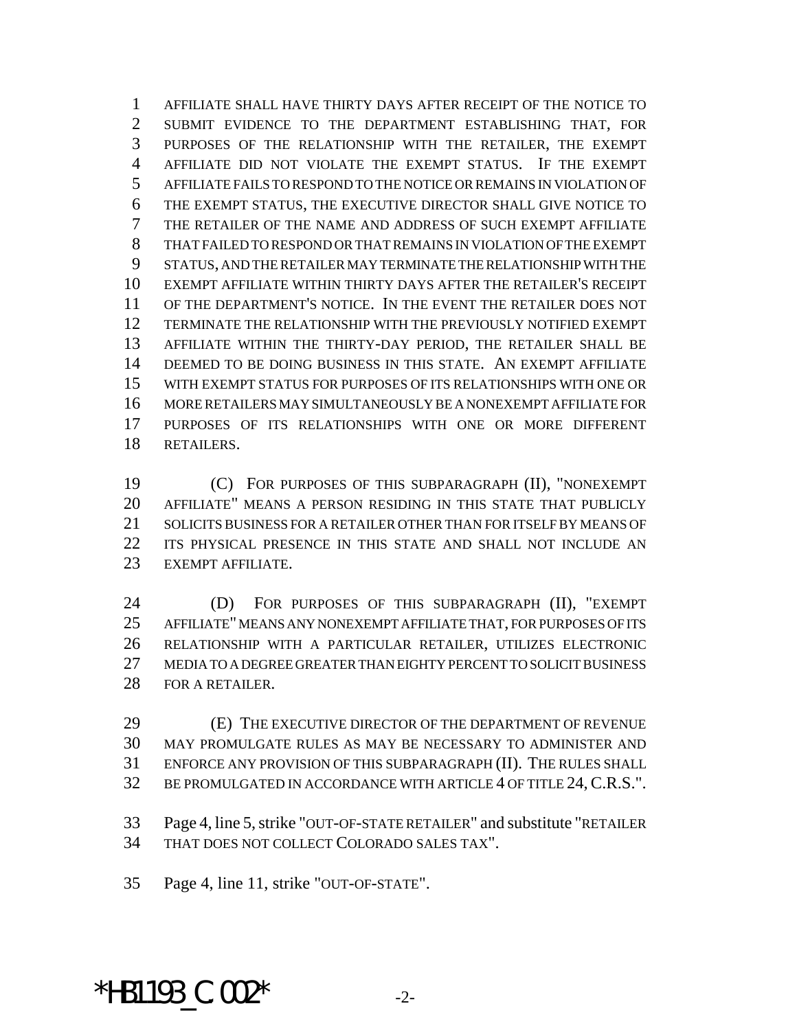AFFILIATE SHALL HAVE THIRTY DAYS AFTER RECEIPT OF THE NOTICE TO SUBMIT EVIDENCE TO THE DEPARTMENT ESTABLISHING THAT, FOR PURPOSES OF THE RELATIONSHIP WITH THE RETAILER, THE EXEMPT AFFILIATE DID NOT VIOLATE THE EXEMPT STATUS. IF THE EXEMPT AFFILIATE FAILS TO RESPOND TO THE NOTICE OR REMAINS IN VIOLATION OF THE EXEMPT STATUS, THE EXECUTIVE DIRECTOR SHALL GIVE NOTICE TO THE RETAILER OF THE NAME AND ADDRESS OF SUCH EXEMPT AFFILIATE THAT FAILED TO RESPOND OR THAT REMAINS IN VIOLATION OF THE EXEMPT STATUS, AND THE RETAILER MAY TERMINATE THE RELATIONSHIP WITH THE EXEMPT AFFILIATE WITHIN THIRTY DAYS AFTER THE RETAILER'S RECEIPT OF THE DEPARTMENT'S NOTICE. IN THE EVENT THE RETAILER DOES NOT TERMINATE THE RELATIONSHIP WITH THE PREVIOUSLY NOTIFIED EXEMPT AFFILIATE WITHIN THE THIRTY-DAY PERIOD, THE RETAILER SHALL BE DEEMED TO BE DOING BUSINESS IN THIS STATE. AN EXEMPT AFFILIATE WITH EXEMPT STATUS FOR PURPOSES OF ITS RELATIONSHIPS WITH ONE OR MORE RETAILERS MAY SIMULTANEOUSLY BE A NONEXEMPT AFFILIATE FOR PURPOSES OF ITS RELATIONSHIPS WITH ONE OR MORE DIFFERENT RETAILERS.

(C) FOR PURPOSES OF THIS SUBPARAGRAPH (II), "NONEXEMPT AFFILIATE" MEANS A PERSON RESIDING IN THIS STATE THAT PUBLICLY SOLICITS BUSINESS FOR A RETAILER OTHER THAN FOR ITSELF BY MEANS OF ITS PHYSICAL PRESENCE IN THIS STATE AND SHALL NOT INCLUDE AN EXEMPT AFFILIATE.

(D) FOR PURPOSES OF THIS SUBPARAGRAPH (II), "EXEMPT AFFILIATE" MEANS ANY NONEXEMPT AFFILIATE THAT, FOR PURPOSES OF ITS RELATIONSHIP WITH A PARTICULAR RETAILER, UTILIZES ELECTRONIC MEDIA TO A DEGREE GREATER THAN EIGHTY PERCENT TO SOLICIT BUSINESS FOR A RETAILER.

(E) THE EXECUTIVE DIRECTOR OF THE DEPARTMENT OF REVENUE MAY PROMULGATE RULES AS MAY BE NECESSARY TO ADMINISTER AND ENFORCE ANY PROVISION OF THIS SUBPARAGRAPH (II). THE RULES SHALL BE PROMULGATED IN ACCORDANCE WITH ARTICLE 4 OF TITLE 24, C.R.S.".

Page 4, line 5, strike "OUT-OF-STATE RETAILER" and substitute "RETAILER THAT DOES NOT COLLECT COLORADO SALES TAX".

Page 4, line 11, strike "OUT-OF-STATE".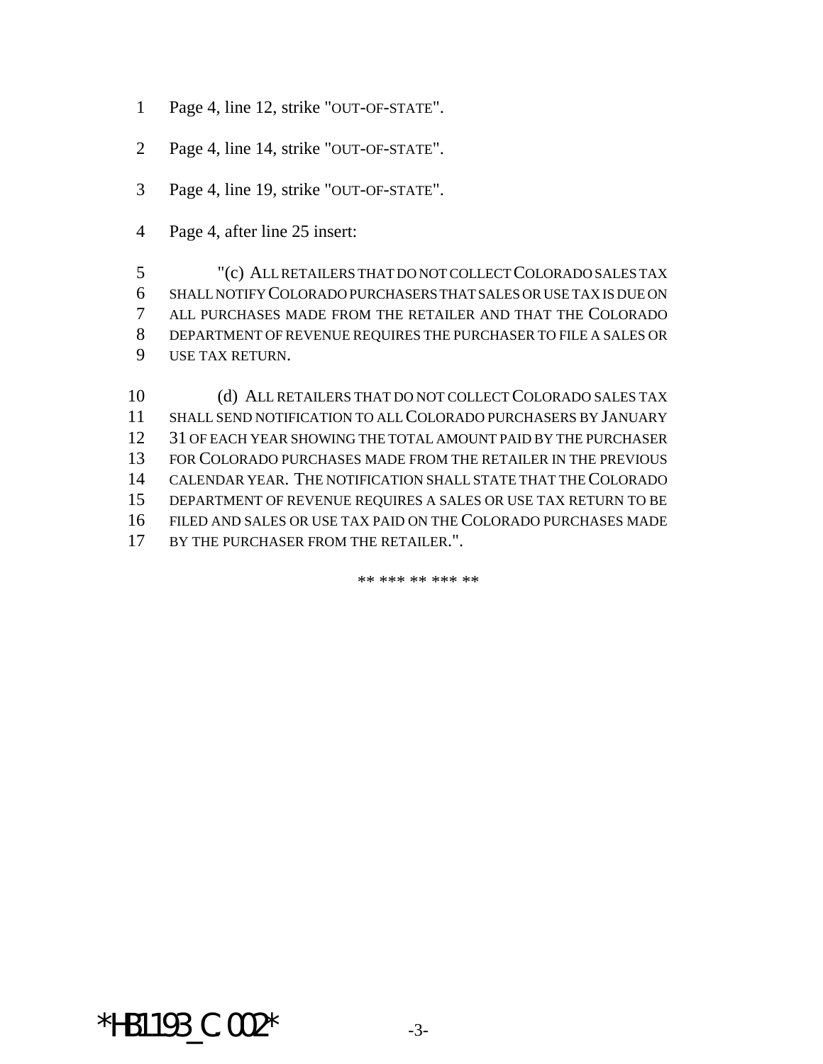Page 4, line 12, strike "OUT-OF-STATE".

Page 4, line 14, strike "OUT-OF-STATE".

Page 4, line 19, strike "OUT-OF-STATE".

Page 4, after line 25 insert:

"(c) ALL RETAILERS THAT DO NOT COLLECT COLORADO SALES TAX SHALL NOTIFY COLORADO PURCHASERS THAT SALES OR USE TAX IS DUE ON ALL PURCHASES MADE FROM THE RETAILER AND THAT THE COLORADO DEPARTMENT OF REVENUE REQUIRES THE PURCHASER TO FILE A SALES OR USE TAX RETURN.

(d) ALL RETAILERS THAT DO NOT COLLECT COLORADO SALES TAX SHALL SEND NOTIFICATION TO ALL COLORADO PURCHASERS BY JANUARY 31 OF EACH YEAR SHOWING THE TOTAL AMOUNT PAID BY THE PURCHASER FOR COLORADO PURCHASES MADE FROM THE RETAILER IN THE PREVIOUS CALENDAR YEAR. THE NOTIFICATION SHALL STATE THAT THE COLORADO DEPARTMENT OF REVENUE REQUIRES A SALES OR USE TAX RETURN TO BE FILED AND SALES OR USE TAX PAID ON THE COLORADO PURCHASES MADE BY THE PURCHASER FROM THE RETAILER.".

** *** ** *** **